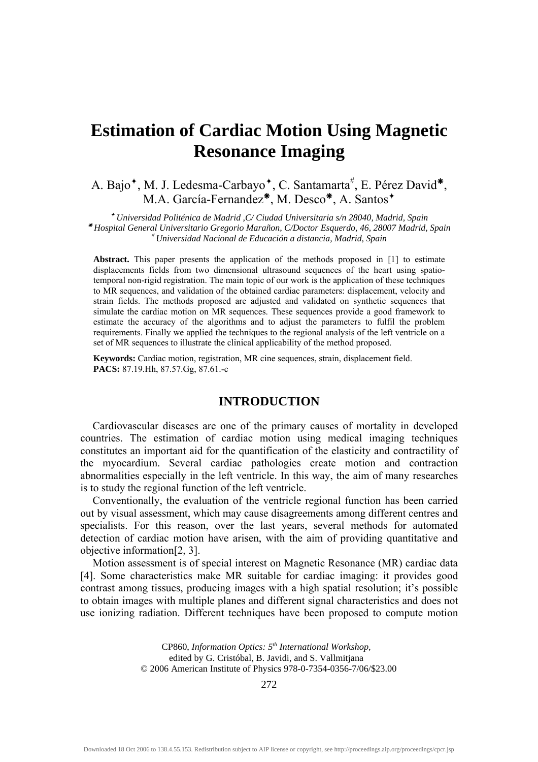# Estimation of Cardiac Motion Using Magnetic Resonance Imaging

A. Bajo✦, M. J. Ledesma-Carbayo✦, C. Santamarta#, E. Pérez David❋, M.A. García-Fernandez❋, M. Desco❋, A. Santos✦

✦ *Universidad Politénica de Madrid ,C/ Ciudad Universitaria s/n 28040, Madrid, Spain*
❋ *Hospital General Universitario Gregorio Marañon, C/Doctor Esquerdo, 46, 28007 Madrid, Spain*
# *Universidad Nacional de Educación a distancia, Madrid, Spain*

**Abstract.** This paper presents the application of the methods proposed in [1] to estimate displacements fields from two dimensional ultrasound sequences of the heart using spatio-temporal non-rigid registration. The main topic of our work is the application of these techniques to MR sequences, and validation of the obtained cardiac parameters: displacement, velocity and strain fields. The methods proposed are adjusted and validated on synthetic sequences that simulate the cardiac motion on MR sequences. These sequences provide a good framework to estimate the accuracy of the algorithms and to adjust the parameters to fulfil the problem requirements. Finally we applied the techniques to the regional analysis of the left ventricle on a set of MR sequences to illustrate the clinical applicability of the method proposed.

**Keywords:** Cardiac motion, registration, MR cine sequences, strain, displacement field.
**PACS:** 87.19.Hh, 87.57.Gg, 87.61.-c

## INTRODUCTION

Cardiovascular diseases are one of the primary causes of mortality in developed countries. The estimation of cardiac motion using medical imaging techniques constitutes an important aid for the quantification of the elasticity and contractility of the myocardium. Several cardiac pathologies create motion and contraction abnormalities especially in the left ventricle. In this way, the aim of many researches is to study the regional function of the left ventricle.

Conventionally, the evaluation of the ventricle regional function has been carried out by visual assessment, which may cause disagreements among different centres and specialists. For this reason, over the last years, several methods for automated detection of cardiac motion have arisen, with the aim of providing quantitative and objective information[2, 3].

Motion assessment is of special interest on Magnetic Resonance (MR) cardiac data [4]. Some characteristics make MR suitable for cardiac imaging: it provides good contrast among tissues, producing images with a high spatial resolution; it's possible to obtain images with multiple planes and different signal characteristics and does not use ionizing radiation. Different techniques have been proposed to compute motion

CP860, *Information Optics: 5th International Workshop*,
edited by G. Cristóbal, B. Javidi, and S. Vallmitjana
© 2006 American Institute of Physics 978-0-7354-0356-7/06/$23.00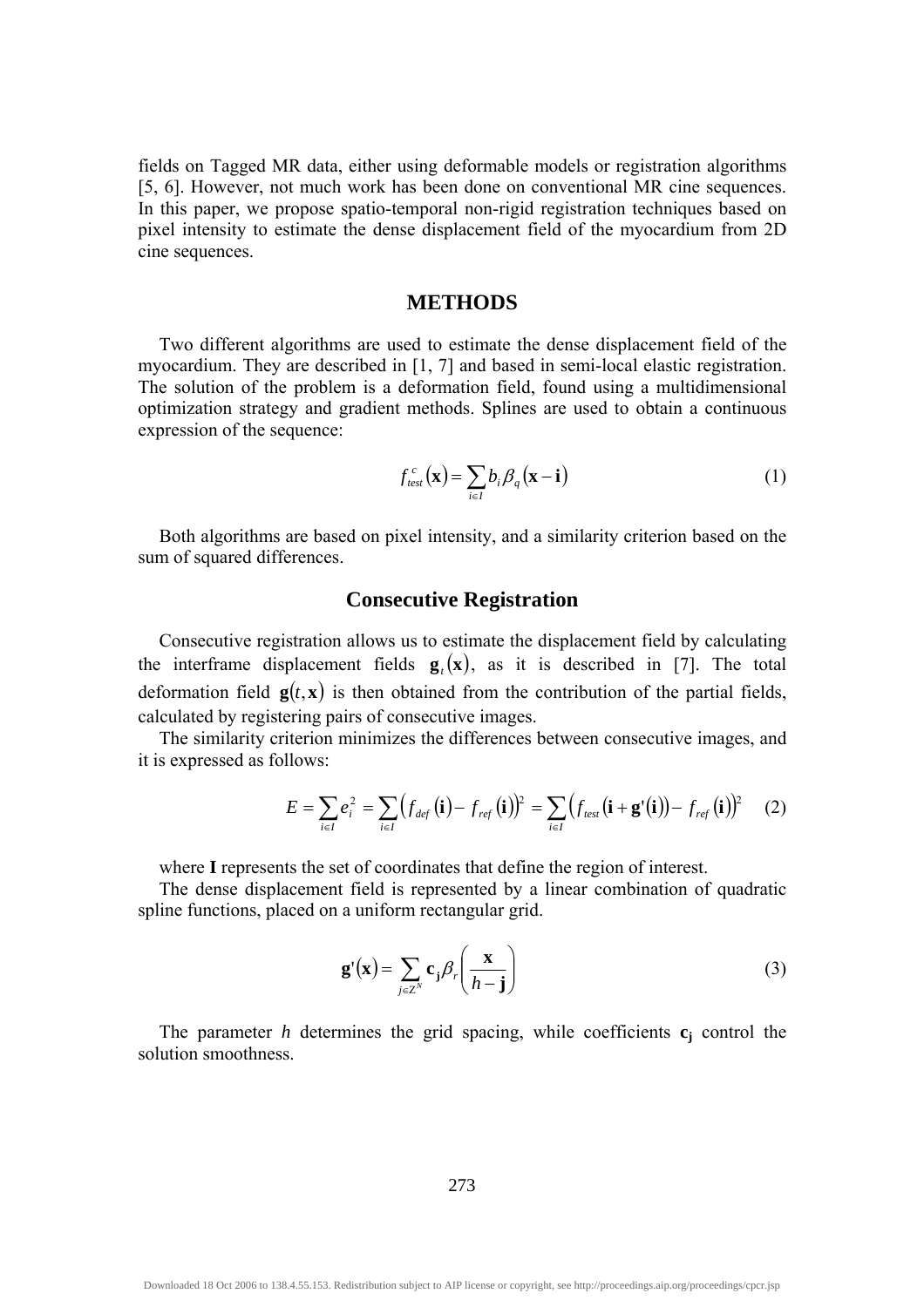fields on Tagged MR data, either using deformable models or registration algorithms [5, 6]. However, not much work has been done on conventional MR cine sequences. In this paper, we propose spatio-temporal non-rigid registration techniques based on pixel intensity to estimate the dense displacement field of the myocardium from 2D cine sequences.

## METHODS

Two different algorithms are used to estimate the dense displacement field of the myocardium. They are described in [1, 7] and based in semi-local elastic registration. The solution of the problem is a deformation field, found using a multidimensional optimization strategy and gradient methods. Splines are used to obtain a continuous expression of the sequence:

$$f_{test}^{c}(\mathbf{x}) = \sum_{i \in I} b_i \beta_q (\mathbf{x} - \mathbf{i}) \tag{1}$$

Both algorithms are based on pixel intensity, and a similarity criterion based on the sum of squared differences.

### Consecutive Registration

Consecutive registration allows us to estimate the displacement field by calculating the interframe displacement fields $\mathbf{g}_t(\mathbf{x})$, as it is described in [7]. The total deformation field $\mathbf{g}(t, \mathbf{x})$ is then obtained from the contribution of the partial fields, calculated by registering pairs of consecutive images.

The similarity criterion minimizes the differences between consecutive images, and it is expressed as follows:

$$E = \sum_{i \in I} e_i^2 = \sum_{i \in I} \left( f_{def}(\mathbf{i}) - f_{ref}(\mathbf{i}) \right)^2 = \sum_{i \in I} \left( f_{test}(\mathbf{i} + \mathbf{g}'(\mathbf{i})) - f_{ref}(\mathbf{i}) \right)^2 \tag{2}$$

where **I** represents the set of coordinates that define the region of interest.

The dense displacement field is represented by a linear combination of quadratic spline functions, placed on a uniform rectangular grid.

$$\mathbf{g}'(\mathbf{x}) = \sum_{j \in Z^N} \mathbf{c}_{\mathbf{j}} \beta_r \left( \frac{\mathbf{x}}{h - \mathbf{j}} \right) \tag{3}$$

The parameter $h$ determines the grid spacing, while coefficients $\mathbf{c}_{\mathbf{j}}$ control the solution smoothness.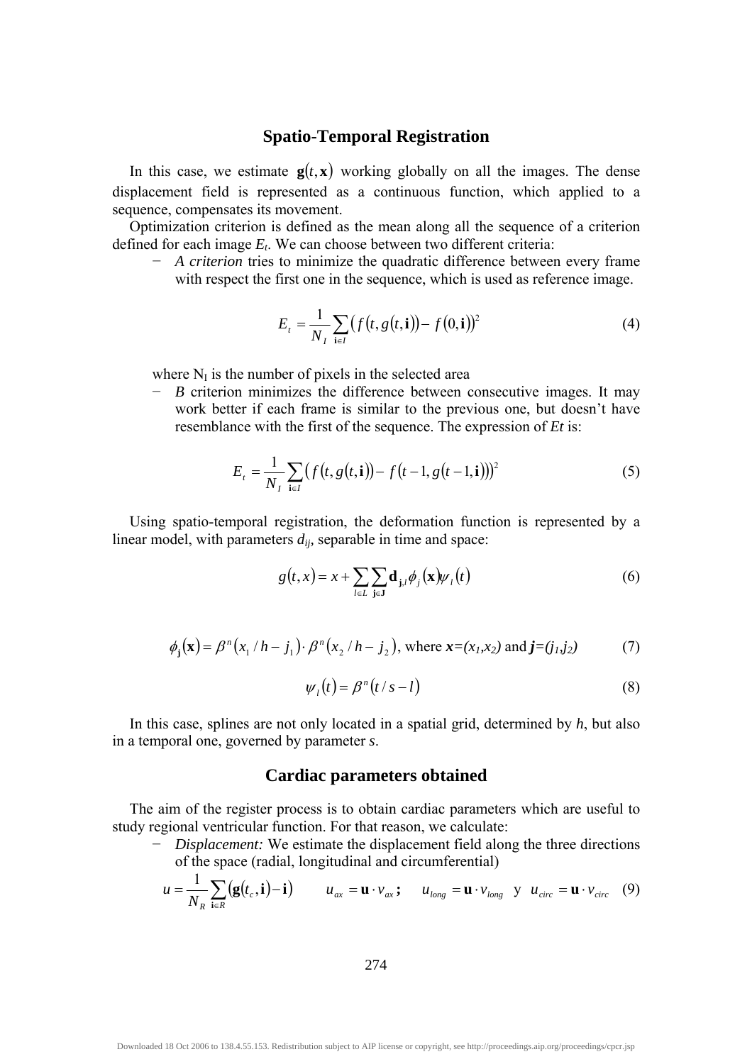## Spatio-Temporal Registration

In this case, we estimate $\mathbf{g}(t,\mathbf{x})$ working globally on all the images. The dense displacement field is represented as a continuous function, which applied to a sequence, compensates its movement.

Optimization criterion is defined as the mean along all the sequence of a criterion defined for each image $E_t$. We can choose between two different criteria:

− *A criterion* tries to minimize the quadratic difference between every frame with respect the first one in the sequence, which is used as reference image.

$$E_t = \frac{1}{N_I}\sum_{\mathbf{i}\in I}\left(f\left(t, g(t,\mathbf{i})\right) - f(0,\mathbf{i})\right)^2 \tag{4}$$

where $N_I$ is the number of pixels in the selected area

− *B* criterion minimizes the difference between consecutive images. It may work better if each frame is similar to the previous one, but doesn't have resemblance with the first of the sequence. The expression of *Et* is:

$$E_t = \frac{1}{N_I}\sum_{\mathbf{i}\in I}\left(f\left(t, g(t,\mathbf{i})\right) - f\left(t-1, g(t-1,\mathbf{i})\right)\right)^2 \tag{5}$$

Using spatio-temporal registration, the deformation function is represented by a linear model, with parameters $d_{ij}$, separable in time and space:

$$g(t,x) = x + \sum_{l\in L}\sum_{\mathbf{j}\in \mathbf{J}} \mathbf{d}_{\mathbf{j},l}\,\phi_j(\mathbf{x})\psi_l(t) \tag{6}$$

$$\phi_{\mathbf{j}}(\mathbf{x}) = \beta^n\left(x_1/h - j_1\right)\cdot\beta^n\left(x_2/h - j_2\right), \text{ where } \boldsymbol{x}=(x_1,x_2) \text{ and } \boldsymbol{j}=(j_1,j_2) \tag{7}$$

$$\psi_l(t) = \beta^n\left(t/s - l\right) \tag{8}$$

In this case, splines are not only located in a spatial grid, determined by *h*, but also in a temporal one, governed by parameter *s*.

## Cardiac parameters obtained

The aim of the register process is to obtain cardiac parameters which are useful to study regional ventricular function. For that reason, we calculate:

− *Displacement:* We estimate the displacement field along the three directions of the space (radial, longitudinal and circumferential)

$$u = \frac{1}{N_R}\sum_{\mathbf{i}\in R}\left(\mathbf{g}(t_c,\mathbf{i}) - \mathbf{i}\right) \qquad u_{ax} = \mathbf{u}\cdot v_{ax}\,; \quad u_{long} = \mathbf{u}\cdot v_{long} \;\text{ y }\; u_{circ} = \mathbf{u}\cdot v_{circ} \tag{9}$$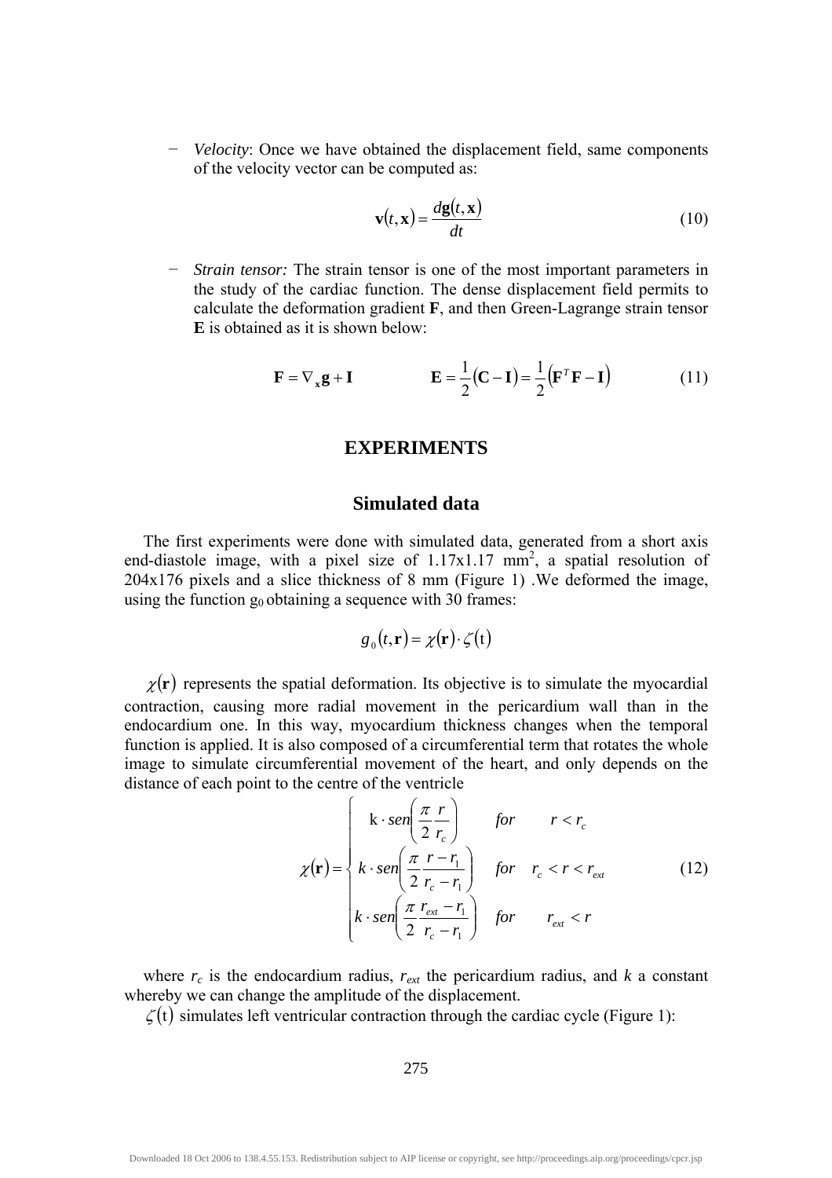− *Velocity*: Once we have obtained the displacement field, same components of the velocity vector can be computed as:

$$\mathbf{v}(t,\mathbf{x}) = \frac{d\mathbf{g}(t,\mathbf{x})}{dt} \tag{10}$$

− *Strain tensor:* The strain tensor is one of the most important parameters in the study of the cardiac function. The dense displacement field permits to calculate the deformation gradient **F**, and then Green-Lagrange strain tensor **E** is obtained as it is shown below:

$$\mathbf{F} = \nabla_{\mathbf{x}}\mathbf{g} + \mathbf{I} \qquad\qquad \mathbf{E} = \frac{1}{2}(\mathbf{C} - \mathbf{I}) = \frac{1}{2}\left(\mathbf{F}^T\mathbf{F} - \mathbf{I}\right) \tag{11}$$

## EXPERIMENTS

### Simulated data

The first experiments were done with simulated data, generated from a short axis end-diastole image, with a pixel size of 1.17x1.17 mm$^2$, a spatial resolution of 204x176 pixels and a slice thickness of 8 mm (Figure 1) .We deformed the image, using the function $g_0$ obtaining a sequence with 30 frames:

$$g_0(t,\mathbf{r}) = \chi(\mathbf{r}) \cdot \zeta(\mathrm{t})$$

$\chi(\mathbf{r})$ represents the spatial deformation. Its objective is to simulate the myocardial contraction, causing more radial movement in the pericardium wall than in the endocardium one. In this way, myocardium thickness changes when the temporal function is applied. It is also composed of a circumferential term that rotates the whole image to simulate circumferential movement of the heart, and only depends on the distance of each point to the centre of the ventricle

$$\chi(\mathbf{r}) = \begin{cases} \mathrm{k} \cdot sen\left(\dfrac{\pi}{2}\dfrac{r}{r_c}\right) & for \quad r < r_c \\[2ex] k \cdot sen\left(\dfrac{\pi}{2}\dfrac{r - r_1}{r_c - r_1}\right) & for \quad r_c < r < r_{ext} \\[2ex] k \cdot sen\left(\dfrac{\pi}{2}\dfrac{r_{ext} - r_1}{r_c - r_1}\right) & for \quad r_{ext} < r \end{cases} \tag{12}$$

where $r_c$ is the endocardium radius, $r_{ext}$ the pericardium radius, and $k$ a constant whereby we can change the amplitude of the displacement.

$\zeta(\mathrm{t})$ simulates left ventricular contraction through the cardiac cycle (Figure 1):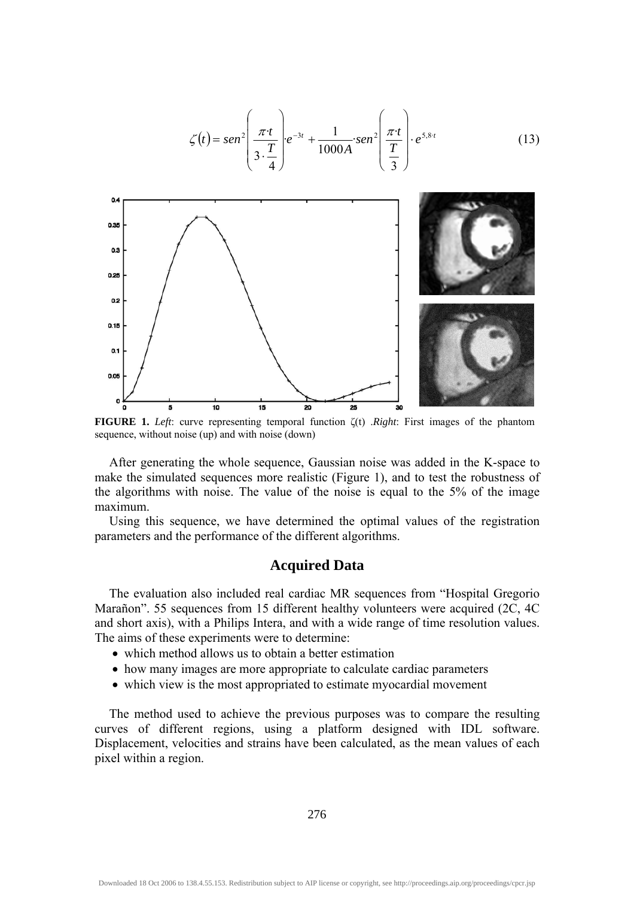$$\zeta(t) = sen^2\left(\frac{\pi \cdot t}{3 \cdot \dfrac{T}{4}}\right) \cdot e^{-3t} + \frac{1}{1000A} \cdot sen^2\left(\frac{\pi \cdot t}{\dfrac{T}{3}}\right) \cdot e^{5,8 \cdot t} \tag{13}$$

**FIGURE 1.** *Left*: curve representing temporal function ζ(t) .*Right*: First images of the phantom sequence, without noise (up) and with noise (down)

After generating the whole sequence, Gaussian noise was added in the K-space to make the simulated sequences more realistic (Figure 1), and to test the robustness of the algorithms with noise. The value of the noise is equal to the 5% of the image maximum.

Using this sequence, we have determined the optimal values of the registration parameters and the performance of the different algorithms.

## Acquired Data

The evaluation also included real cardiac MR sequences from "Hospital Gregorio Marañon". 55 sequences from 15 different healthy volunteers were acquired (2C, 4C and short axis), with a Philips Intera, and with a wide range of time resolution values. The aims of these experiments were to determine:

- which method allows us to obtain a better estimation
- how many images are more appropriate to calculate cardiac parameters
- which view is the most appropriated to estimate myocardial movement

The method used to achieve the previous purposes was to compare the resulting curves of different regions, using a platform designed with IDL software. Displacement, velocities and strains have been calculated, as the mean values of each pixel within a region.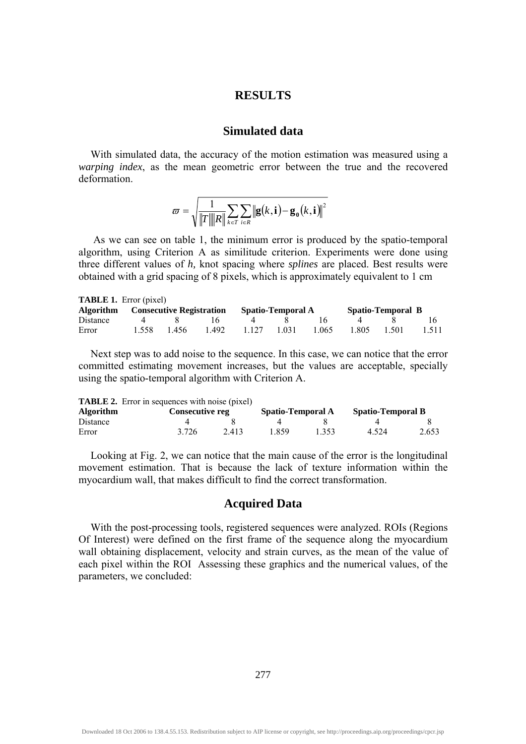## RESULTS

### Simulated data

With simulated data, the accuracy of the motion estimation was measured using a *warping index*, as the mean geometric error between the true and the recovered deformation.

$$\varpi = \sqrt{\frac{1}{\|T\|\|R\|}\sum_{k\in T}\sum_{i\in R}\left\|\mathbf{g}(k,\mathbf{i})-\mathbf{g_0}(k,\mathbf{i})\right\|^2}$$

As we can see on table 1, the minimum error is produced by the spatio-temporal algorithm, using Criterion A as similitude criterion. Experiments were done using three different values of *h,* knot spacing where *splines* are placed. Best results were obtained with a grid spacing of 8 pixels, which is approximately equivalent to 1 cm

**TABLE 1.** Error (pixel)

| **Algorithm** | **Consecutive Registration** | | | **Spatio-Temporal A** | | | **Spatio-Temporal B** | | |
|---|---|---|---|---|---|---|---|---|---|
| Distance | 4 | 8 | 16 | 4 | 8 | 16 | 4 | 8 | 16 |
| Error | 1.558 | 1.456 | 1.492 | 1.127 | 1.031 | 1.065 | 1.805 | 1.501 | 1.511 |

Next step was to add noise to the sequence. In this case, we can notice that the error committed estimating movement increases, but the values are acceptable, specially using the spatio-temporal algorithm with Criterion A.

**TABLE 2.** Error in sequences with noise (pixel)

| **Algorithm** | **Consecutive reg** | | **Spatio-Temporal A** | | **Spatio-Temporal B** | |
|---|---|---|---|---|---|---|
| Distance | 4 | 8 | 4 | 8 | 4 | 8 |
| Error | 3.726 | 2.413 | 1.859 | 1.353 | 4.524 | 2.653 |

Looking at Fig. 2, we can notice that the main cause of the error is the longitudinal movement estimation. That is because the lack of texture information within the myocardium wall, that makes difficult to find the correct transformation.

### Acquired Data

With the post-processing tools, registered sequences were analyzed. ROIs (Regions Of Interest) were defined on the first frame of the sequence along the myocardium wall obtaining displacement, velocity and strain curves, as the mean of the value of each pixel within the ROI Assessing these graphics and the numerical values, of the parameters, we concluded: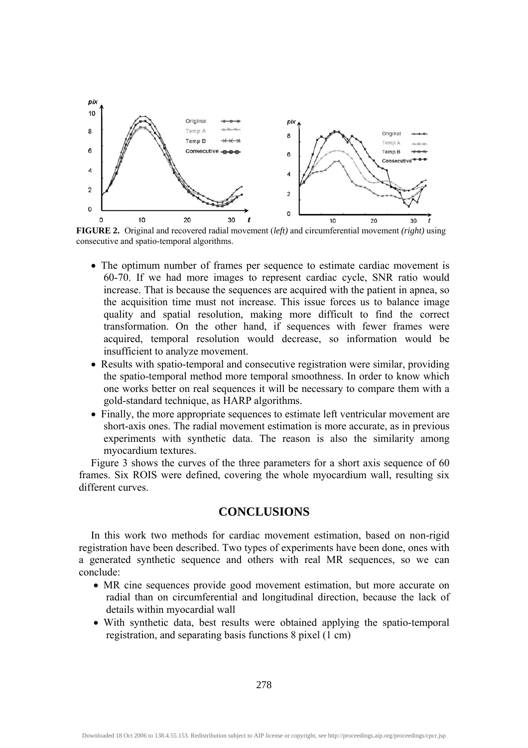**FIGURE 2.** Original and recovered radial movement (*left)* and circumferential movement *(right)* using consecutive and spatio-temporal algorithms.

- The optimum number of frames per sequence to estimate cardiac movement is 60-70. If we had more images to represent cardiac cycle, SNR ratio would increase. That is because the sequences are acquired with the patient in apnea, so the acquisition time must not increase. This issue forces us to balance image quality and spatial resolution, making more difficult to find the correct transformation. On the other hand, if sequences with fewer frames were acquired, temporal resolution would decrease, so information would be insufficient to analyze movement.
- Results with spatio-temporal and consecutive registration were similar, providing the spatio-temporal method more temporal smoothness. In order to know which one works better on real sequences it will be necessary to compare them with a gold-standard technique, as HARP algorithms.
- Finally, the more appropriate sequences to estimate left ventricular movement are short-axis ones. The radial movement estimation is more accurate, as in previous experiments with synthetic data. The reason is also the similarity among myocardium textures.

Figure 3 shows the curves of the three parameters for a short axis sequence of 60 frames. Six ROIS were defined, covering the whole myocardium wall, resulting six different curves.

## CONCLUSIONS

In this work two methods for cardiac movement estimation, based on non-rigid registration have been described. Two types of experiments have been done, ones with a generated synthetic sequence and others with real MR sequences, so we can conclude:

- MR cine sequences provide good movement estimation, but more accurate on radial than on circumferential and longitudinal direction, because the lack of details within myocardial wall
- With synthetic data, best results were obtained applying the spatio-temporal registration, and separating basis functions 8 pixel (1 cm)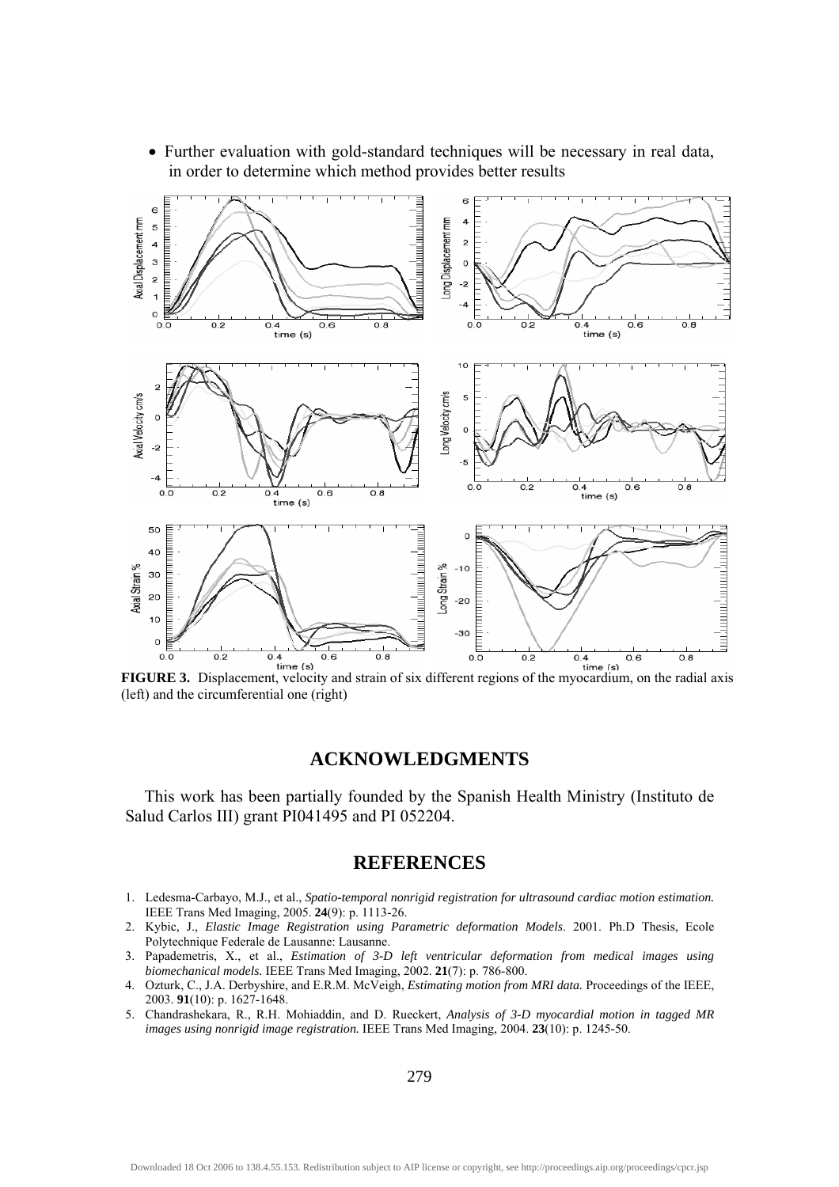- Further evaluation with gold-standard techniques will be necessary in real data, in order to determine which method provides better results

**FIGURE 3.** Displacement, velocity and strain of six different regions of the myocardium, on the radial axis (left) and the circumferential one (right)

## ACKNOWLEDGMENTS

This work has been partially founded by the Spanish Health Ministry (Instituto de Salud Carlos III) grant PI041495 and PI 052204.

## REFERENCES

1. Ledesma-Carbayo, M.J., et al., *Spatio-temporal nonrigid registration for ultrasound cardiac motion estimation.* IEEE Trans Med Imaging, 2005. **24**(9): p. 1113-26.
2. Kybic, J., *Elastic Image Registration using Parametric deformation Models*. 2001. Ph.D Thesis, Ecole Polytechnique Federale de Lausanne: Lausanne.
3. Papademetris, X., et al., *Estimation of 3-D left ventricular deformation from medical images using biomechanical models.* IEEE Trans Med Imaging, 2002. **21**(7): p. 786-800.
4. Ozturk, C., J.A. Derbyshire, and E.R.M. McVeigh, *Estimating motion from MRI data.* Proceedings of the IEEE, 2003. **91**(10): p. 1627-1648.
5. Chandrashekara, R., R.H. Mohiaddin, and D. Rueckert, *Analysis of 3-D myocardial motion in tagged MR images using nonrigid image registration.* IEEE Trans Med Imaging, 2004. **23**(10): p. 1245-50.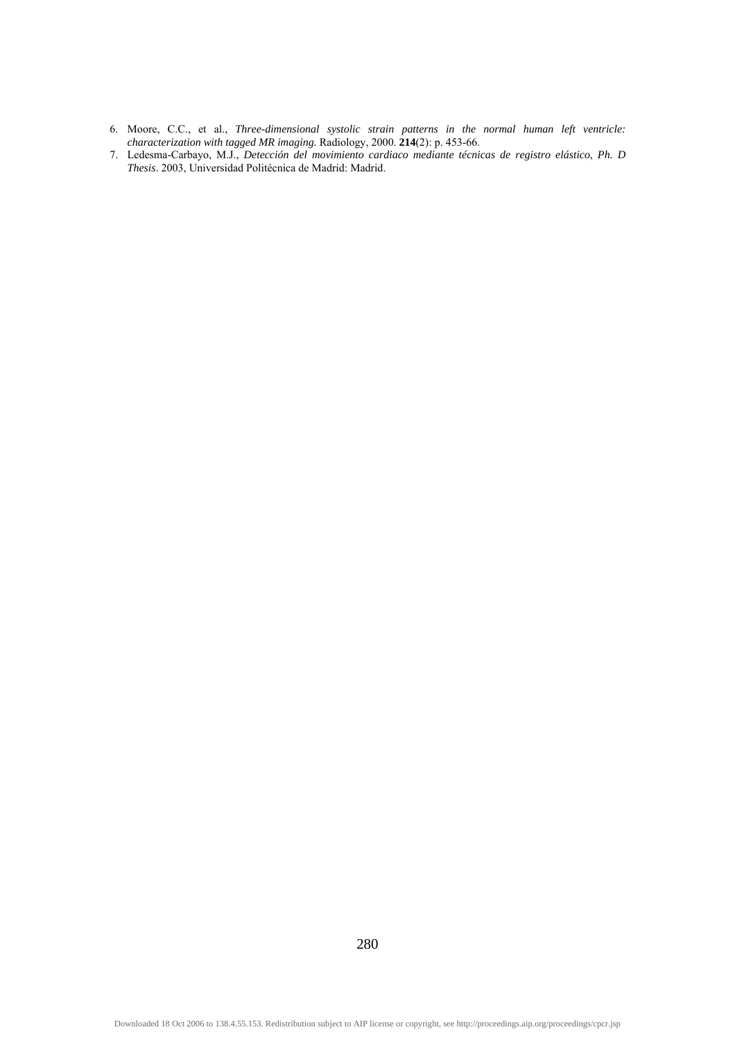6. Moore, C.C., et al., *Three-dimensional systolic strain patterns in the normal human left ventricle: characterization with tagged MR imaging.* Radiology, 2000. **214**(2): p. 453-66.
7. Ledesma-Carbayo, M.J., *Detección del movimiento cardiaco mediante técnicas de registro elástico*, *Ph. D Thesis*. 2003, Universidad Politécnica de Madrid: Madrid.